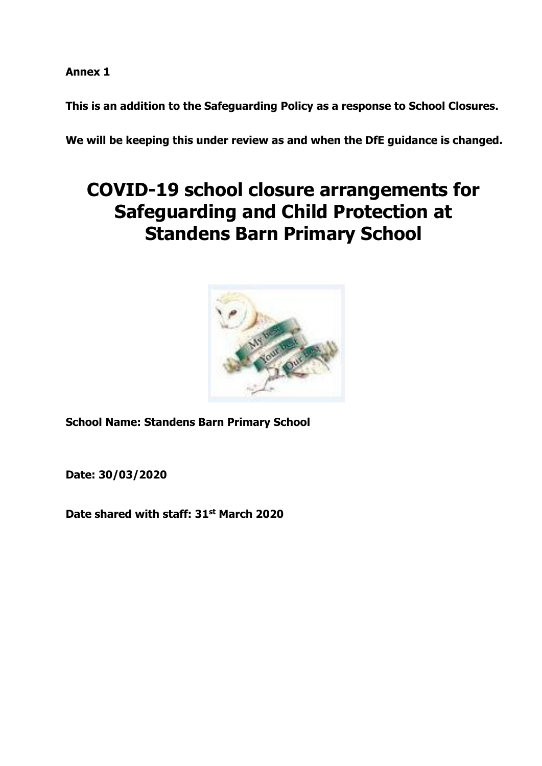**Annex 1**

**This is an addition to the Safeguarding Policy as a response to School Closures.**

**We will be keeping this under review as and when the DfE guidance is changed.**

# COVID-19 school closure arrangements for Safeguarding and Child Protection at Standens Barn Primary School

**School Name: Standens Barn Primary School**

**Date: 30/03/2020**

**Date shared with staff: 31st March 2020**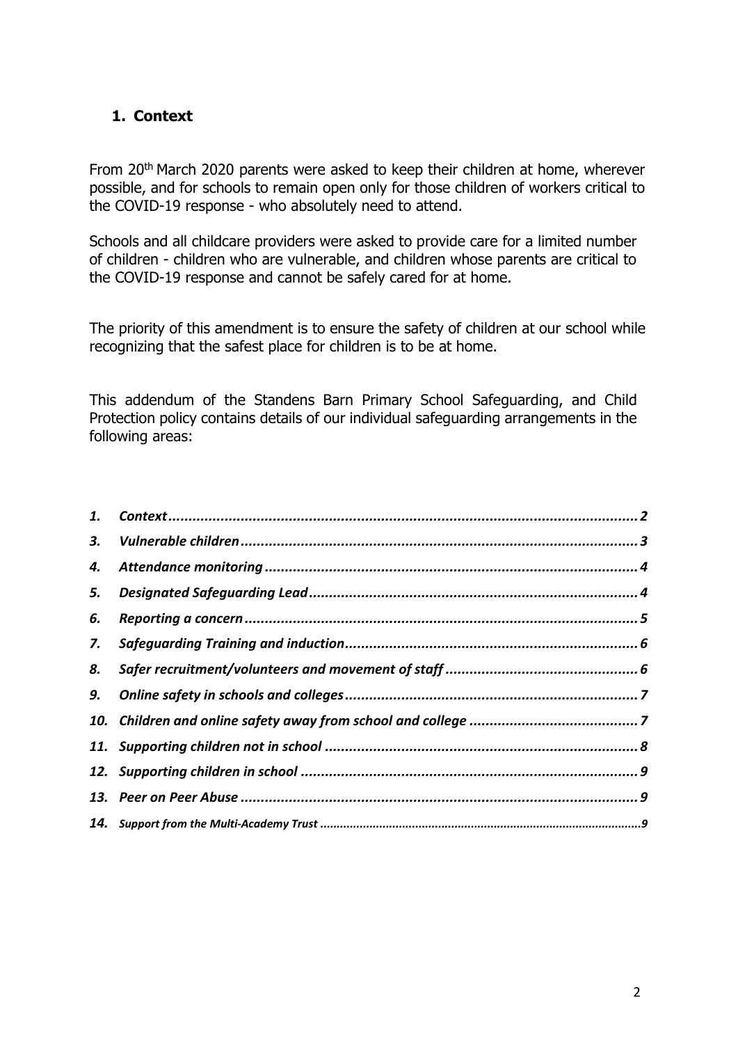## 1. Context

From 20th March 2020 parents were asked to keep their children at home, wherever possible, and for schools to remain open only for those children of workers critical to the COVID-19 response - who absolutely need to attend.

Schools and all childcare providers were asked to provide care for a limited number of children - children who are vulnerable, and children whose parents are critical to the COVID-19 response and cannot be safely cared for at home.

The priority of this amendment is to ensure the safety of children at our school while recognizing that the safest place for children is to be at home.

This addendum of the Standens Barn Primary School Safeguarding, and Child Protection policy contains details of our individual safeguarding arrangements in the following areas:

| | | |
|---|---|---|
| ***1.*** | ***Context*** | ***2*** |
| ***3.*** | ***Vulnerable children*** | ***3*** |
| ***4.*** | ***Attendance monitoring*** | ***4*** |
| ***5.*** | ***Designated Safeguarding Lead*** | ***4*** |
| ***6.*** | ***Reporting a concern*** | ***5*** |
| ***7.*** | ***Safeguarding Training and induction*** | ***6*** |
| ***8.*** | ***Safer recruitment/volunteers and movement of staff*** | ***6*** |
| ***9.*** | ***Online safety in schools and colleges*** | ***7*** |
| ***10.*** | ***Children and online safety away from school and college*** | ***7*** |
| ***11.*** | ***Supporting children not in school*** | ***8*** |
| ***12.*** | ***Supporting children in school*** | ***9*** |
| ***13.*** | ***Peer on Peer Abuse*** | ***9*** |
| ***14.*** | ***Support from the Multi-Academy Trust*** | ***9*** |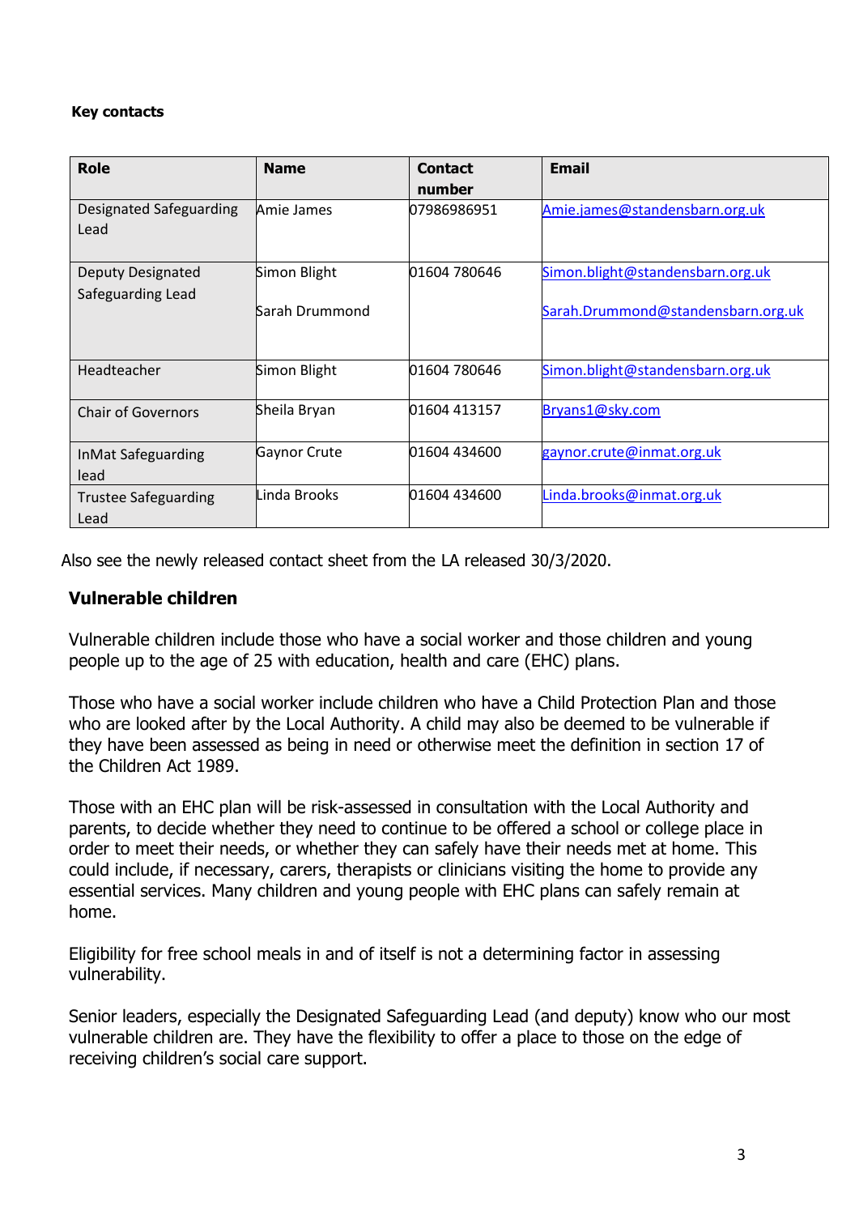**Key contacts**

| Role | Name | Contact number | Email |
| --- | --- | --- | --- |
| Designated Safeguarding Lead | Amie James | 07986986951 | Amie.james@standensbarn.org.uk |
| Deputy Designated Safeguarding Lead | Simon Blight<br><br>Sarah Drummond | 01604 780646 | Simon.blight@standensbarn.org.uk<br><br>Sarah.Drummond@standensbarn.org.uk |
| Headteacher | Simon Blight | 01604 780646 | Simon.blight@standensbarn.org.uk |
| Chair of Governors | Sheila Bryan | 01604 413157 | Bryans1@sky.com |
| InMat Safeguarding lead | Gaynor Crute | 01604 434600 | gaynor.crute@inmat.org.uk |
| Trustee Safeguarding Lead | Linda Brooks | 01604 434600 | Linda.brooks@inmat.org.uk |

Also see the newly released contact sheet from the LA released 30/3/2020.

## Vulnerable children

Vulnerable children include those who have a social worker and those children and young people up to the age of 25 with education, health and care (EHC) plans.

Those who have a social worker include children who have a Child Protection Plan and those who are looked after by the Local Authority. A child may also be deemed to be vulnerable if they have been assessed as being in need or otherwise meet the definition in section 17 of the Children Act 1989.

Those with an EHC plan will be risk-assessed in consultation with the Local Authority and parents, to decide whether they need to continue to be offered a school or college place in order to meet their needs, or whether they can safely have their needs met at home. This could include, if necessary, carers, therapists or clinicians visiting the home to provide any essential services. Many children and young people with EHC plans can safely remain at home.

Eligibility for free school meals in and of itself is not a determining factor in assessing vulnerability.

Senior leaders, especially the Designated Safeguarding Lead (and deputy) know who our most vulnerable children are. They have the flexibility to offer a place to those on the edge of receiving children's social care support.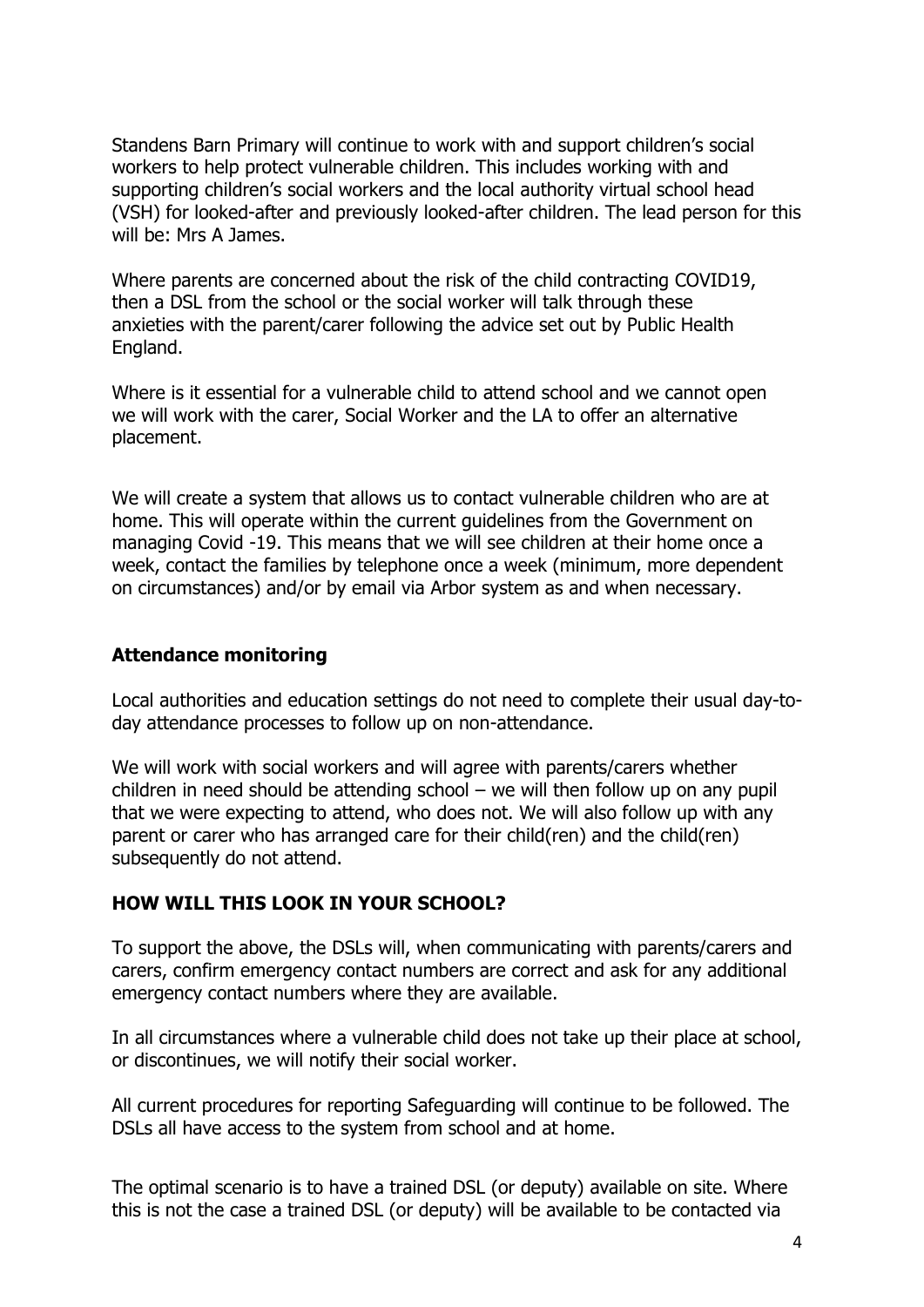Standens Barn Primary will continue to work with and support children's social workers to help protect vulnerable children. This includes working with and supporting children's social workers and the local authority virtual school head (VSH) for looked-after and previously looked-after children. The lead person for this will be: Mrs A James.

Where parents are concerned about the risk of the child contracting COVID19, then a DSL from the school or the social worker will talk through these anxieties with the parent/carer following the advice set out by Public Health England.

Where is it essential for a vulnerable child to attend school and we cannot open we will work with the carer, Social Worker and the LA to offer an alternative placement.

We will create a system that allows us to contact vulnerable children who are at home. This will operate within the current guidelines from the Government on managing Covid -19. This means that we will see children at their home once a week, contact the families by telephone once a week (minimum, more dependent on circumstances) and/or by email via Arbor system as and when necessary.

### Attendance monitoring

Local authorities and education settings do not need to complete their usual day-to-day attendance processes to follow up on non-attendance.

We will work with social workers and will agree with parents/carers whether children in need should be attending school – we will then follow up on any pupil that we were expecting to attend, who does not. We will also follow up with any parent or carer who has arranged care for their child(ren) and the child(ren) subsequently do not attend.

### HOW WILL THIS LOOK IN YOUR SCHOOL?

To support the above, the DSLs will, when communicating with parents/carers and carers, confirm emergency contact numbers are correct and ask for any additional emergency contact numbers where they are available.

In all circumstances where a vulnerable child does not take up their place at school, or discontinues, we will notify their social worker.

All current procedures for reporting Safeguarding will continue to be followed. The DSLs all have access to the system from school and at home.

The optimal scenario is to have a trained DSL (or deputy) available on site. Where this is not the case a trained DSL (or deputy) will be available to be contacted via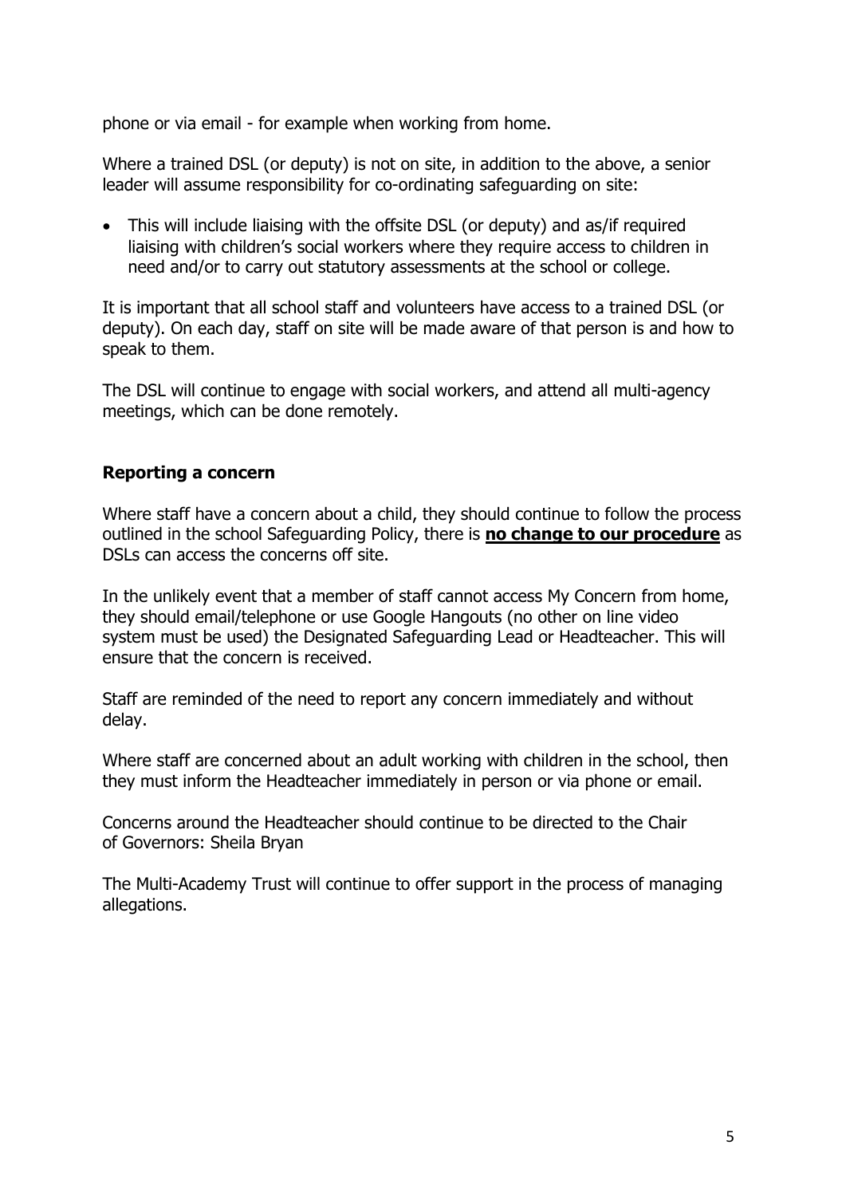phone or via email - for example when working from home.

Where a trained DSL (or deputy) is not on site, in addition to the above, a senior leader will assume responsibility for co-ordinating safeguarding on site:

- This will include liaising with the offsite DSL (or deputy) and as/if required liaising with children's social workers where they require access to children in need and/or to carry out statutory assessments at the school or college.

It is important that all school staff and volunteers have access to a trained DSL (or deputy). On each day, staff on site will be made aware of that person is and how to speak to them.

The DSL will continue to engage with social workers, and attend all multi-agency meetings, which can be done remotely.

### Reporting a concern

Where staff have a concern about a child, they should continue to follow the process outlined in the school Safeguarding Policy, there is **<u>no change to our procedure</u>** as DSLs can access the concerns off site.

In the unlikely event that a member of staff cannot access My Concern from home, they should email/telephone or use Google Hangouts (no other on line video system must be used) the Designated Safeguarding Lead or Headteacher. This will ensure that the concern is received.

Staff are reminded of the need to report any concern immediately and without delay.

Where staff are concerned about an adult working with children in the school, then they must inform the Headteacher immediately in person or via phone or email.

Concerns around the Headteacher should continue to be directed to the Chair of Governors: Sheila Bryan

The Multi-Academy Trust will continue to offer support in the process of managing allegations.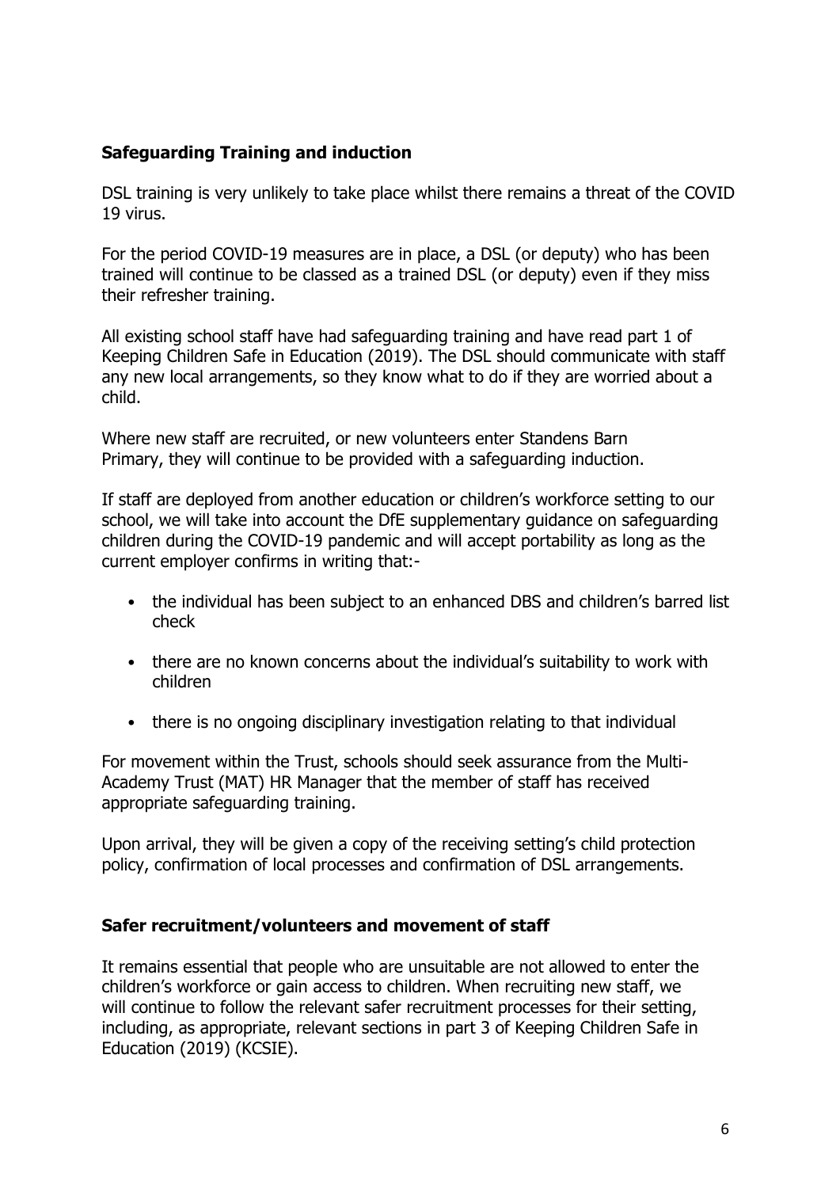## Safeguarding Training and induction

DSL training is very unlikely to take place whilst there remains a threat of the COVID 19 virus.

For the period COVID-19 measures are in place, a DSL (or deputy) who has been trained will continue to be classed as a trained DSL (or deputy) even if they miss their refresher training.

All existing school staff have had safeguarding training and have read part 1 of Keeping Children Safe in Education (2019). The DSL should communicate with staff any new local arrangements, so they know what to do if they are worried about a child.

Where new staff are recruited, or new volunteers enter Standens Barn Primary, they will continue to be provided with a safeguarding induction.

If staff are deployed from another education or children's workforce setting to our school, we will take into account the DfE supplementary guidance on safeguarding children during the COVID-19 pandemic and will accept portability as long as the current employer confirms in writing that:-

- the individual has been subject to an enhanced DBS and children's barred list check
- there are no known concerns about the individual's suitability to work with children
- there is no ongoing disciplinary investigation relating to that individual

For movement within the Trust, schools should seek assurance from the Multi-Academy Trust (MAT) HR Manager that the member of staff has received appropriate safeguarding training.

Upon arrival, they will be given a copy of the receiving setting's child protection policy, confirmation of local processes and confirmation of DSL arrangements.

## Safer recruitment/volunteers and movement of staff

It remains essential that people who are unsuitable are not allowed to enter the children's workforce or gain access to children. When recruiting new staff, we will continue to follow the relevant safer recruitment processes for their setting, including, as appropriate, relevant sections in part 3 of Keeping Children Safe in Education (2019) (KCSIE).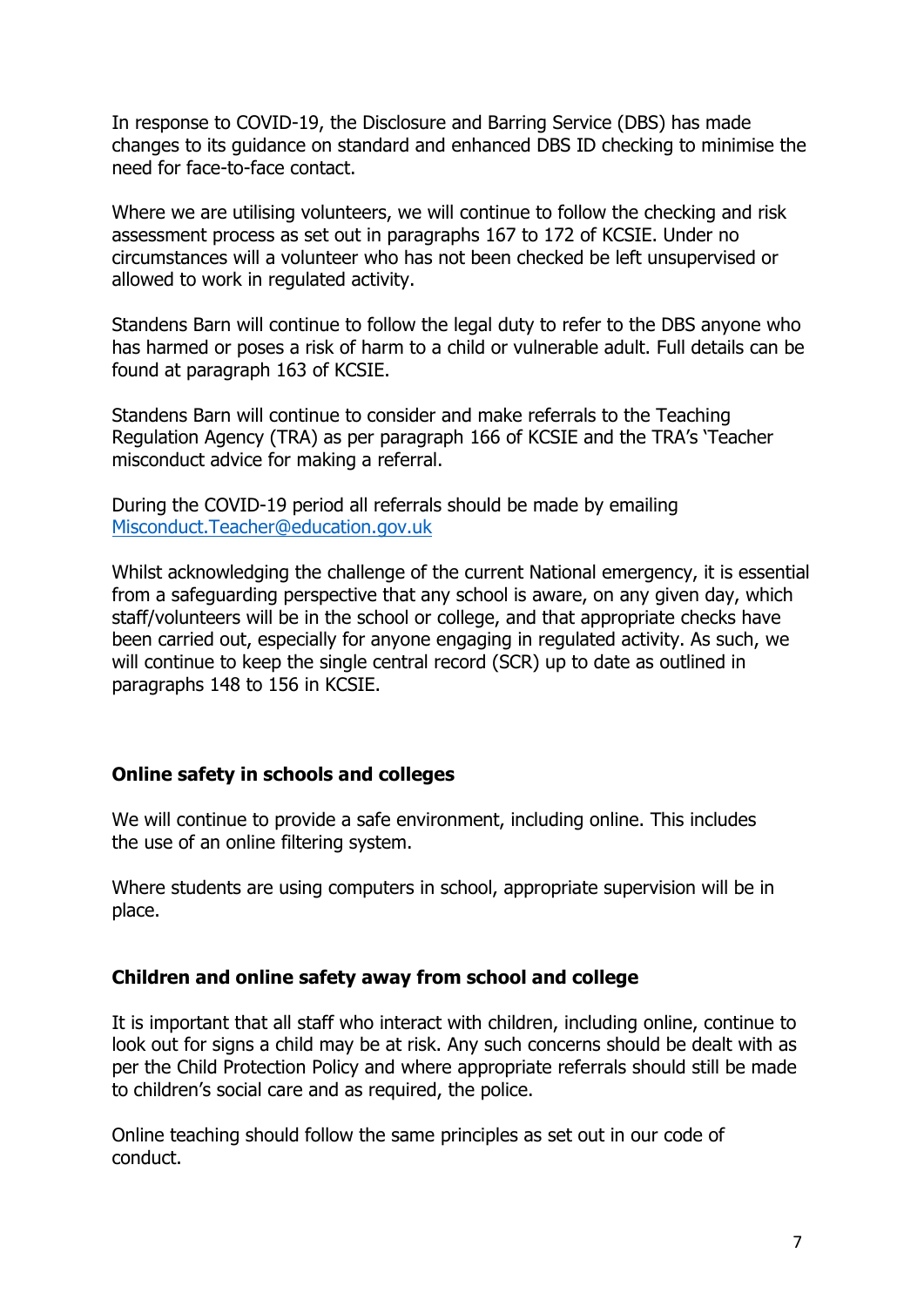In response to COVID-19, the Disclosure and Barring Service (DBS) has made changes to its guidance on standard and enhanced DBS ID checking to minimise the need for face-to-face contact.

Where we are utilising volunteers, we will continue to follow the checking and risk assessment process as set out in paragraphs 167 to 172 of KCSIE. Under no circumstances will a volunteer who has not been checked be left unsupervised or allowed to work in regulated activity.

Standens Barn will continue to follow the legal duty to refer to the DBS anyone who has harmed or poses a risk of harm to a child or vulnerable adult. Full details can be found at paragraph 163 of KCSIE.

Standens Barn will continue to consider and make referrals to the Teaching Regulation Agency (TRA) as per paragraph 166 of KCSIE and the TRA's 'Teacher misconduct advice for making a referral.

During the COVID-19 period all referrals should be made by emailing [Misconduct.Teacher@education.gov.uk](mailto:Misconduct.Teacher@education.gov.uk)

Whilst acknowledging the challenge of the current National emergency, it is essential from a safeguarding perspective that any school is aware, on any given day, which staff/volunteers will be in the school or college, and that appropriate checks have been carried out, especially for anyone engaging in regulated activity. As such, we will continue to keep the single central record (SCR) up to date as outlined in paragraphs 148 to 156 in KCSIE.

**Online safety in schools and colleges**

We will continue to provide a safe environment, including online. This includes the use of an online filtering system.

Where students are using computers in school, appropriate supervision will be in place.

**Children and online safety away from school and college**

It is important that all staff who interact with children, including online, continue to look out for signs a child may be at risk. Any such concerns should be dealt with as per the Child Protection Policy and where appropriate referrals should still be made to children's social care and as required, the police.

Online teaching should follow the same principles as set out in our code of conduct.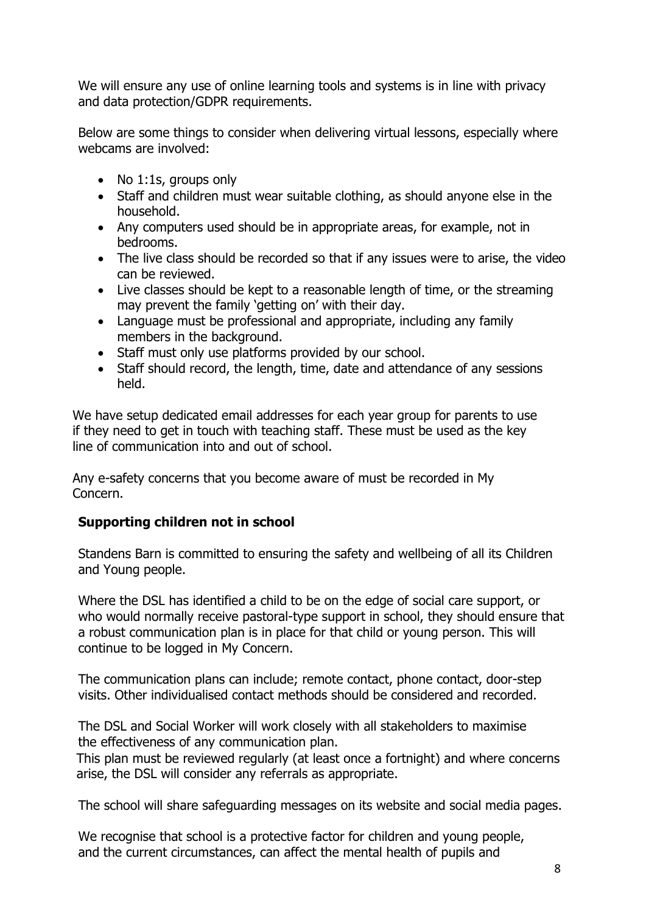We will ensure any use of online learning tools and systems is in line with privacy and data protection/GDPR requirements.

Below are some things to consider when delivering virtual lessons, especially where webcams are involved:

- No 1:1s, groups only
- Staff and children must wear suitable clothing, as should anyone else in the household.
- Any computers used should be in appropriate areas, for example, not in bedrooms.
- The live class should be recorded so that if any issues were to arise, the video can be reviewed.
- Live classes should be kept to a reasonable length of time, or the streaming may prevent the family 'getting on' with their day.
- Language must be professional and appropriate, including any family members in the background.
- Staff must only use platforms provided by our school.
- Staff should record, the length, time, date and attendance of any sessions held.

We have setup dedicated email addresses for each year group for parents to use if they need to get in touch with teaching staff. These must be used as the key line of communication into and out of school.

Any e-safety concerns that you become aware of must be recorded in My Concern.

**Supporting children not in school**

Standens Barn is committed to ensuring the safety and wellbeing of all its Children and Young people.

Where the DSL has identified a child to be on the edge of social care support, or who would normally receive pastoral-type support in school, they should ensure that a robust communication plan is in place for that child or young person. This will continue to be logged in My Concern.

The communication plans can include; remote contact, phone contact, door-step visits. Other individualised contact methods should be considered and recorded.

The DSL and Social Worker will work closely with all stakeholders to maximise the effectiveness of any communication plan.
This plan must be reviewed regularly (at least once a fortnight) and where concerns arise, the DSL will consider any referrals as appropriate.

The school will share safeguarding messages on its website and social media pages.

We recognise that school is a protective factor for children and young people, and the current circumstances, can affect the mental health of pupils and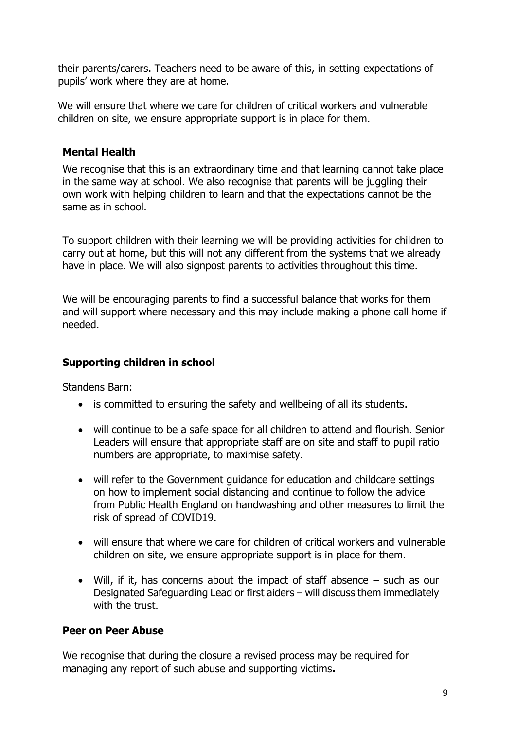their parents/carers. Teachers need to be aware of this, in setting expectations of pupils' work where they are at home.

We will ensure that where we care for children of critical workers and vulnerable children on site, we ensure appropriate support is in place for them.

## Mental Health

We recognise that this is an extraordinary time and that learning cannot take place in the same way at school. We also recognise that parents will be juggling their own work with helping children to learn and that the expectations cannot be the same as in school.

To support children with their learning we will be providing activities for children to carry out at home, but this will not any different from the systems that we already have in place. We will also signpost parents to activities throughout this time.

We will be encouraging parents to find a successful balance that works for them and will support where necessary and this may include making a phone call home if needed.

## Supporting children in school

Standens Barn:

- is committed to ensuring the safety and wellbeing of all its students.
- will continue to be a safe space for all children to attend and flourish. Senior Leaders will ensure that appropriate staff are on site and staff to pupil ratio numbers are appropriate, to maximise safety.
- will refer to the Government guidance for education and childcare settings on how to implement social distancing and continue to follow the advice from Public Health England on handwashing and other measures to limit the risk of spread of COVID19.
- will ensure that where we care for children of critical workers and vulnerable children on site, we ensure appropriate support is in place for them.
- Will, if it, has concerns about the impact of staff absence – such as our Designated Safeguarding Lead or first aiders – will discuss them immediately with the trust.

## Peer on Peer Abuse

We recognise that during the closure a revised process may be required for managing any report of such abuse and supporting victims**.**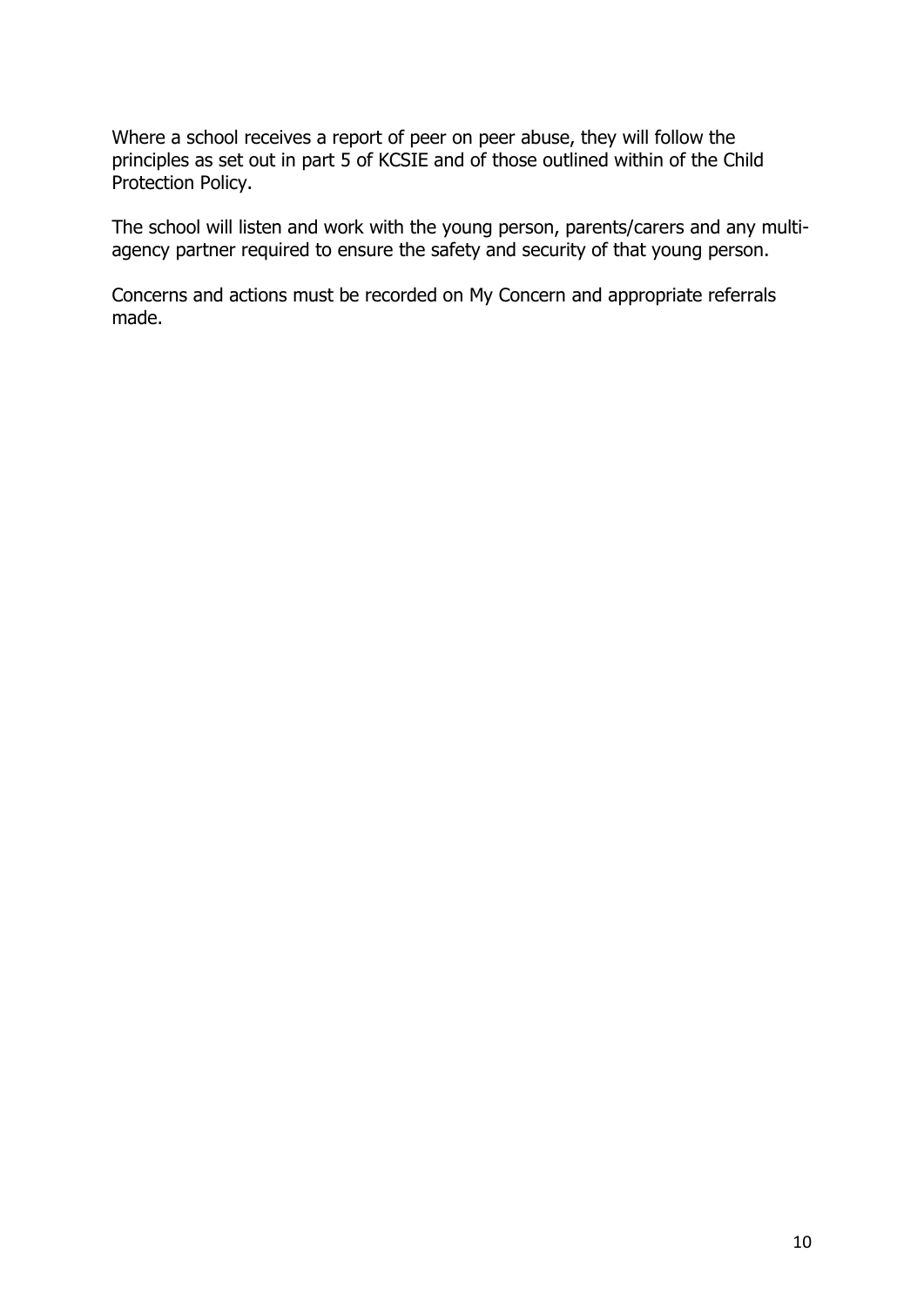Where a school receives a report of peer on peer abuse, they will follow the principles as set out in part 5 of KCSIE and of those outlined within of the Child Protection Policy.

The school will listen and work with the young person, parents/carers and any multi-agency partner required to ensure the safety and security of that young person.

Concerns and actions must be recorded on My Concern and appropriate referrals made.